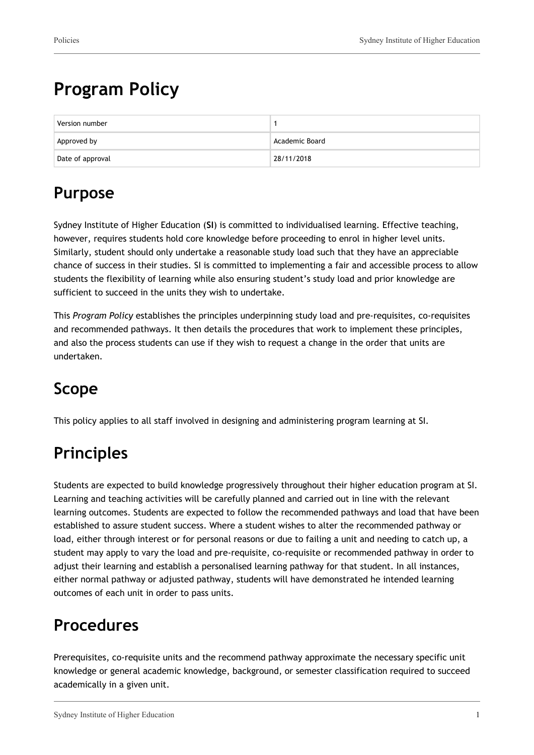# Program Policy

| Version number | 1 |
|---|---|
| Approved by | Academic Board |
| Date of approval | 28/11/2018 |

## Purpose

Sydney Institute of Higher Education (**SI**) is committed to individualised learning. Effective teaching, however, requires students hold core knowledge before proceeding to enrol in higher level units. Similarly, student should only undertake a reasonable study load such that they have an appreciable chance of success in their studies. SI is committed to implementing a fair and accessible process to allow students the flexibility of learning while also ensuring student's study load and prior knowledge are sufficient to succeed in the units they wish to undertake.

This *Program Policy* establishes the principles underpinning study load and pre-requisites, co-requisites and recommended pathways. It then details the procedures that work to implement these principles, and also the process students can use if they wish to request a change in the order that units are undertaken.

## Scope

This policy applies to all staff involved in designing and administering program learning at SI.

## Principles

Students are expected to build knowledge progressively throughout their higher education program at SI. Learning and teaching activities will be carefully planned and carried out in line with the relevant learning outcomes. Students are expected to follow the recommended pathways and load that have been established to assure student success. Where a student wishes to alter the recommended pathway or load, either through interest or for personal reasons or due to failing a unit and needing to catch up, a student may apply to vary the load and pre-requisite, co-requisite or recommended pathway in order to adjust their learning and establish a personalised learning pathway for that student. In all instances, either normal pathway or adjusted pathway, students will have demonstrated he intended learning outcomes of each unit in order to pass units.

## Procedures

Prerequisites, co-requisite units and the recommend pathway approximate the necessary specific unit knowledge or general academic knowledge, background, or semester classification required to succeed academically in a given unit.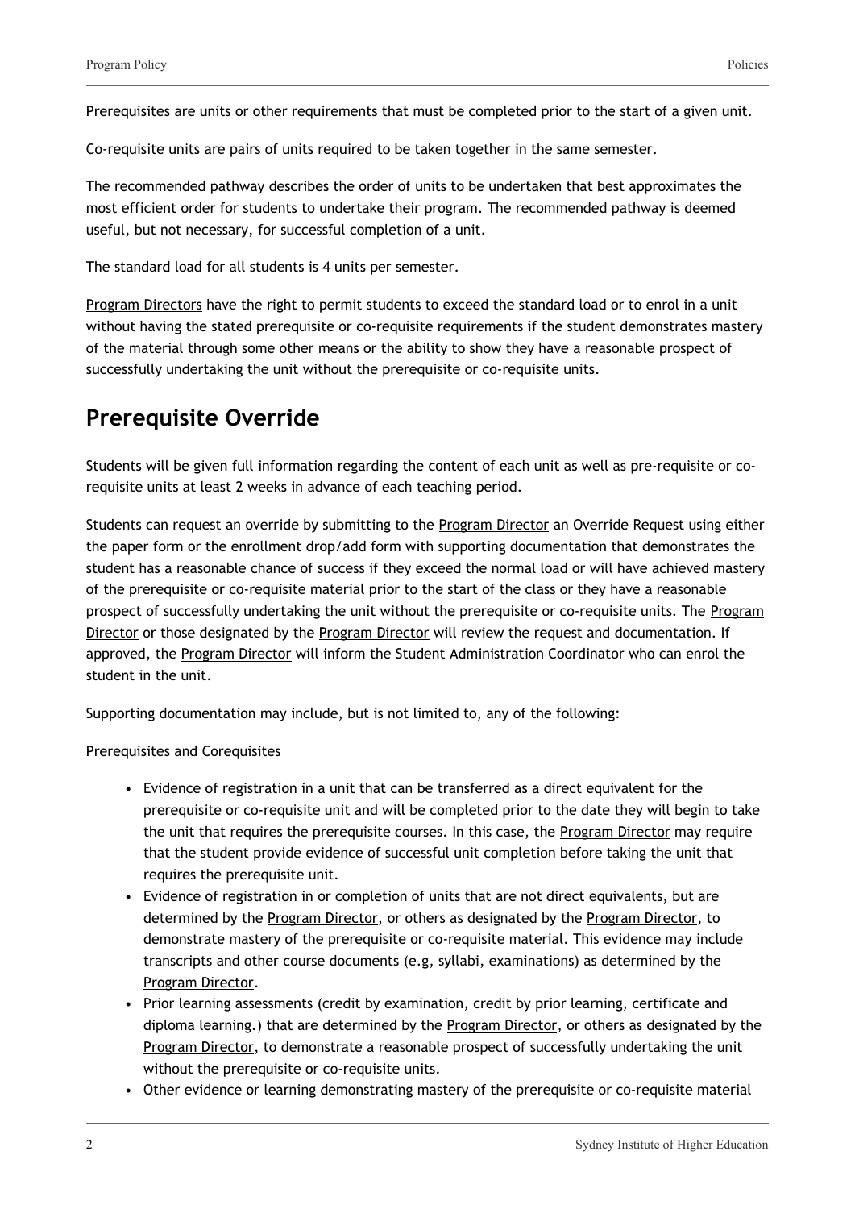Prerequisites are units or other requirements that must be completed prior to the start of a given unit.

Co-requisite units are pairs of units required to be taken together in the same semester.

The recommended pathway describes the order of units to be undertaken that best approximates the most efficient order for students to undertake their program. The recommended pathway is deemed useful, but not necessary, for successful completion of a unit.

The standard load for all students is 4 units per semester.

Program Directors have the right to permit students to exceed the standard load or to enrol in a unit without having the stated prerequisite or co-requisite requirements if the student demonstrates mastery of the material through some other means or the ability to show they have a reasonable prospect of successfully undertaking the unit without the prerequisite or co-requisite units.

## Prerequisite Override

Students will be given full information regarding the content of each unit as well as pre-requisite or co-requisite units at least 2 weeks in advance of each teaching period.

Students can request an override by submitting to the Program Director an Override Request using either the paper form or the enrollment drop/add form with supporting documentation that demonstrates the student has a reasonable chance of success if they exceed the normal load or will have achieved mastery of the prerequisite or co-requisite material prior to the start of the class or they have a reasonable prospect of successfully undertaking the unit without the prerequisite or co-requisite units. The Program Director or those designated by the Program Director will review the request and documentation. If approved, the Program Director will inform the Student Administration Coordinator who can enrol the student in the unit.

Supporting documentation may include, but is not limited to, any of the following:

Prerequisites and Corequisites

- Evidence of registration in a unit that can be transferred as a direct equivalent for the prerequisite or co-requisite unit and will be completed prior to the date they will begin to take the unit that requires the prerequisite courses. In this case, the Program Director may require that the student provide evidence of successful unit completion before taking the unit that requires the prerequisite unit.
- Evidence of registration in or completion of units that are not direct equivalents, but are determined by the Program Director, or others as designated by the Program Director, to demonstrate mastery of the prerequisite or co-requisite material. This evidence may include transcripts and other course documents (e.g, syllabi, examinations) as determined by the Program Director.
- Prior learning assessments (credit by examination, credit by prior learning, certificate and diploma learning.) that are determined by the Program Director, or others as designated by the Program Director, to demonstrate a reasonable prospect of successfully undertaking the unit without the prerequisite or co-requisite units.
- Other evidence or learning demonstrating mastery of the prerequisite or co-requisite material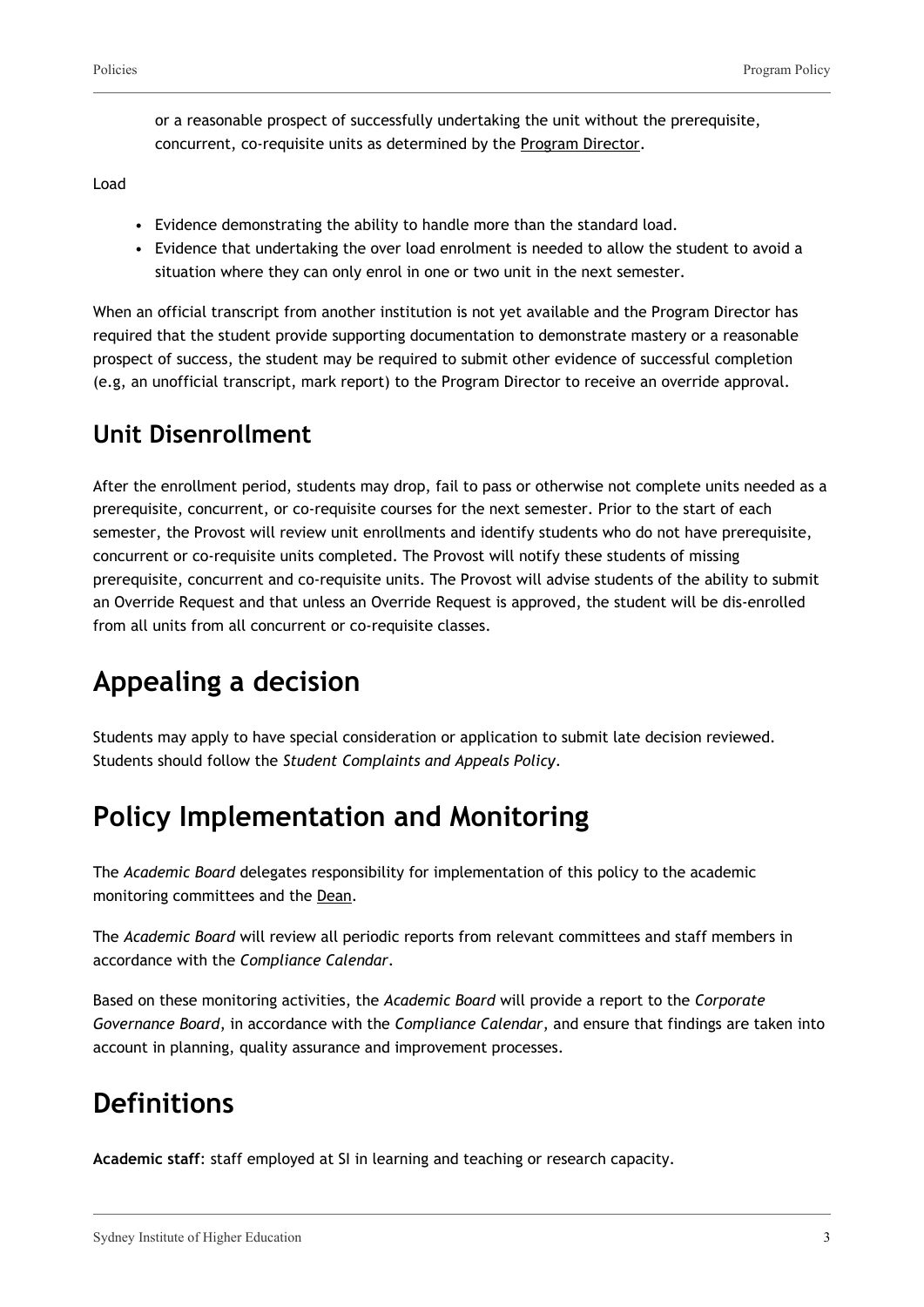or a reasonable prospect of successfully undertaking the unit without the prerequisite, concurrent, co-requisite units as determined by the Program Director.

Load

- Evidence demonstrating the ability to handle more than the standard load.
- Evidence that undertaking the over load enrolment is needed to allow the student to avoid a situation where they can only enrol in one or two unit in the next semester.

When an official transcript from another institution is not yet available and the Program Director has required that the student provide supporting documentation to demonstrate mastery or a reasonable prospect of success, the student may be required to submit other evidence of successful completion (e.g, an unofficial transcript, mark report) to the Program Director to receive an override approval.

## Unit Disenrollment

After the enrollment period, students may drop, fail to pass or otherwise not complete units needed as a prerequisite, concurrent, or co-requisite courses for the next semester. Prior to the start of each semester, the Provost will review unit enrollments and identify students who do not have prerequisite, concurrent or co-requisite units completed. The Provost will notify these students of missing prerequisite, concurrent and co-requisite units. The Provost will advise students of the ability to submit an Override Request and that unless an Override Request is approved, the student will be dis-enrolled from all units from all concurrent or co-requisite classes.

# Appealing a decision

Students may apply to have special consideration or application to submit late decision reviewed. Students should follow the *Student Complaints and Appeals Policy*.

# Policy Implementation and Monitoring

The *Academic Board* delegates responsibility for implementation of this policy to the academic monitoring committees and the Dean.

The *Academic Board* will review all periodic reports from relevant committees and staff members in accordance with the *Compliance Calendar*.

Based on these monitoring activities, the *Academic Board* will provide a report to the *Corporate Governance Board*, in accordance with the *Compliance Calendar*, and ensure that findings are taken into account in planning, quality assurance and improvement processes.

# Definitions

**Academic staff**: staff employed at SI in learning and teaching or research capacity.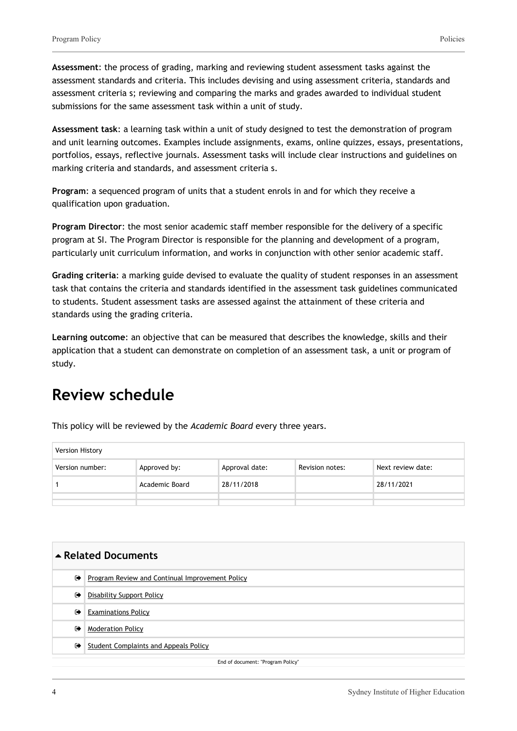**Assessment**: the process of grading, marking and reviewing student assessment tasks against the assessment standards and criteria. This includes devising and using assessment criteria, standards and assessment criteria s; reviewing and comparing the marks and grades awarded to individual student submissions for the same assessment task within a unit of study.

**Assessment task**: a learning task within a unit of study designed to test the demonstration of program and unit learning outcomes. Examples include assignments, exams, online quizzes, essays, presentations, portfolios, essays, reflective journals. Assessment tasks will include clear instructions and guidelines on marking criteria and standards, and assessment criteria s.

**Program**: a sequenced program of units that a student enrols in and for which they receive a qualification upon graduation.

**Program Director**: the most senior academic staff member responsible for the delivery of a specific program at SI. The Program Director is responsible for the planning and development of a program, particularly unit curriculum information, and works in conjunction with other senior academic staff.

**Grading criteria**: a marking guide devised to evaluate the quality of student responses in an assessment task that contains the criteria and standards identified in the assessment task guidelines communicated to students. Student assessment tasks are assessed against the attainment of these criteria and standards using the grading criteria.

**Learning outcome**: an objective that can be measured that describes the knowledge, skills and their application that a student can demonstrate on completion of an assessment task, a unit or program of study.

## Review schedule

This policy will be reviewed by the *Academic Board* every three years.

| Version History | | | | |
|---|---|---|---|---|
| Version number: | Approved by: | Approval date: | Revision notes: | Next review date: |
| 1 | Academic Board | 28/11/2018 | | 28/11/2021 |
| | | | | |

### Related Documents

- Program Review and Continual Improvement Policy
- Disability Support Policy
- Examinations Policy
- Moderation Policy
- Student Complaints and Appeals Policy

End of document: "Program Policy"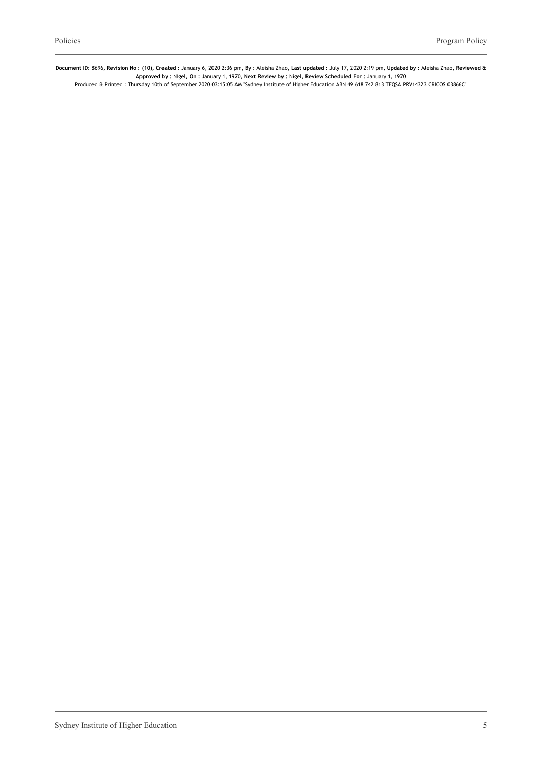**Document ID:** 8696, **Revision No : (10), Created :** January 6, 2020 2:36 pm, **By :** Aleisha Zhao, **Last updated :** July 17, 2020 2:19 pm, **Updated by :** Aleisha Zhao, **Reviewed & Approved by :** Nigel, **On :** January 1, 1970, **Next Review by :** Nigel, **Review Scheduled For :** January 1, 1970

Produced & Printed : Thursday 10th of September 2020 03:15:05 AM "Sydney Institute of Higher Education ABN 49 618 742 813 TEQSA PRV14323 CRICOS 03866C"